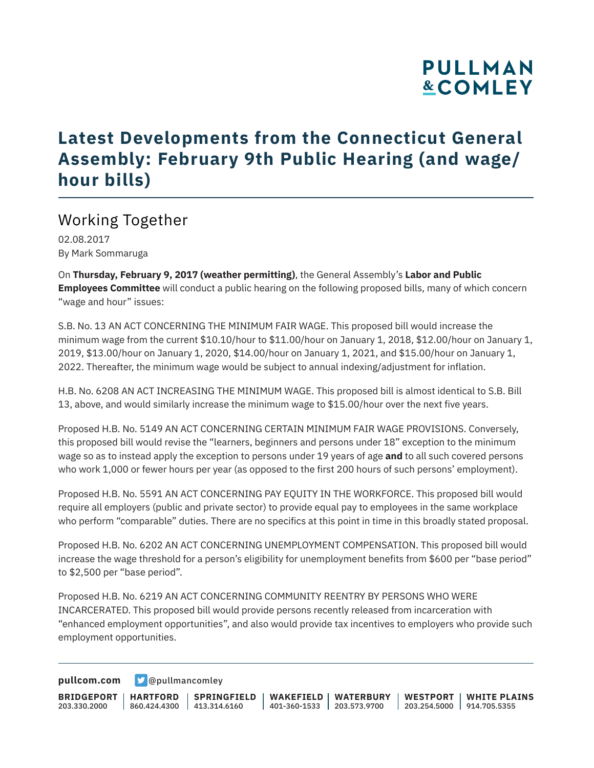# Latest Developments from the Connecticut General Assembly: February 9th Public Hearing (and wage/hour bills)

## Working Together

02.08.2017
By Mark Sommaruga

On **Thursday, February 9, 2017 (weather permitting)**, the General Assembly's **Labor and Public Employees Committee** will conduct a public hearing on the following proposed bills, many of which concern "wage and hour" issues:

S.B. No. 13 AN ACT CONCERNING THE MINIMUM FAIR WAGE. This proposed bill would increase the minimum wage from the current $10.10/hour to $11.00/hour on January 1, 2018, $12.00/hour on January 1, 2019, $13.00/hour on January 1, 2020, $14.00/hour on January 1, 2021, and $15.00/hour on January 1, 2022. Thereafter, the minimum wage would be subject to annual indexing/adjustment for inflation.

H.B. No. 6208 AN ACT INCREASING THE MINIMUM WAGE. This proposed bill is almost identical to S.B. Bill 13, above, and would similarly increase the minimum wage to $15.00/hour over the next five years.

Proposed H.B. No. 5149 AN ACT CONCERNING CERTAIN MINIMUM FAIR WAGE PROVISIONS. Conversely, this proposed bill would revise the "learners, beginners and persons under 18" exception to the minimum wage so as to instead apply the exception to persons under 19 years of age **and** to all such covered persons who work 1,000 or fewer hours per year (as opposed to the first 200 hours of such persons' employment).

Proposed H.B. No. 5591 AN ACT CONCERNING PAY EQUITY IN THE WORKFORCE. This proposed bill would require all employers (public and private sector) to provide equal pay to employees in the same workplace who perform "comparable" duties. There are no specifics at this point in time in this broadly stated proposal.

Proposed H.B. No. 6202 AN ACT CONCERNING UNEMPLOYMENT COMPENSATION. This proposed bill would increase the wage threshold for a person's eligibility for unemployment benefits from $600 per "base period" to $2,500 per "base period".

Proposed H.B. No. 6219 AN ACT CONCERNING COMMUNITY REENTRY BY PERSONS WHO WERE INCARCERATED. This proposed bill would provide persons recently released from incarceration with "enhanced employment opportunities", and also would provide tax incentives to employers who provide such employment opportunities.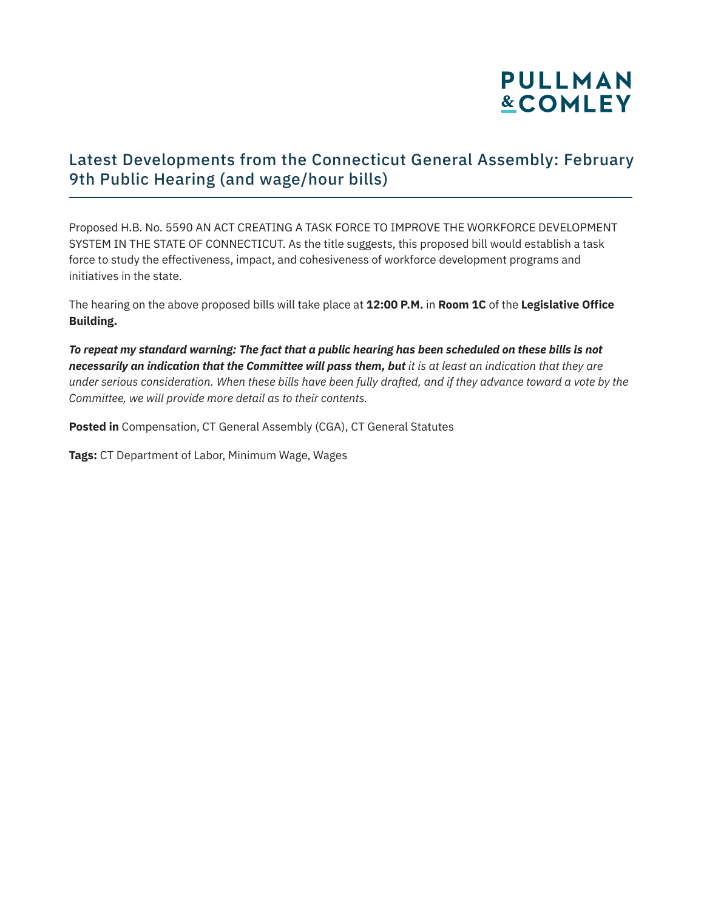Proposed H.B. No. 5590 AN ACT CREATING A TASK FORCE TO IMPROVE THE WORKFORCE DEVELOPMENT SYSTEM IN THE STATE OF CONNECTICUT. As the title suggests, this proposed bill would establish a task force to study the effectiveness, impact, and cohesiveness of workforce development programs and initiatives in the state.

The hearing on the above proposed bills will take place at **12:00 P.M.** in **Room 1C** of the **Legislative Office Building.**

***To repeat my standard warning: The fact that a public hearing has been scheduled on these bills is not necessarily an indication that the Committee will pass them, but*** *it is at least an indication that they are under serious consideration. When these bills have been fully drafted, and if they advance toward a vote by the Committee, we will provide more detail as to their contents.*

**Posted in** Compensation, CT General Assembly (CGA), CT General Statutes

**Tags:** CT Department of Labor, Minimum Wage, Wages